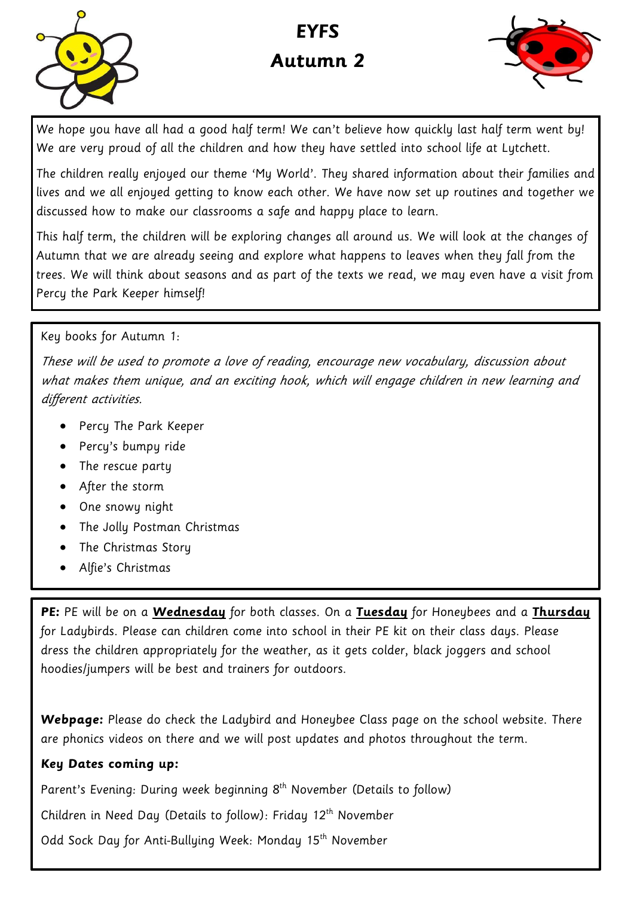# EYFS

# Autumn 2

We hope you have all had a good half term! We can't believe how quickly last half term went by! We are very proud of all the children and how they have settled into school life at Lytchett.

The children really enjoyed our theme 'My World'. They shared information about their families and lives and we all enjoyed getting to know each other. We have now set up routines and together we discussed how to make our classrooms a safe and happy place to learn.

This half term, the children will be exploring changes all around us. We will look at the changes of Autumn that we are already seeing and explore what happens to leaves when they fall from the trees. We will think about seasons and as part of the texts we read, we may even have a visit from Percy the Park Keeper himself!

Key books for Autumn 1:

*These will be used to promote a love of reading, encourage new vocabulary, discussion about what makes them unique, and an exciting hook, which will engage children in new learning and different activities.*

- Percy The Park Keeper
- Percy's bumpy ride
- The rescue party
- After the storm
- One snowy night
- The Jolly Postman Christmas
- The Christmas Story
- Alfie's Christmas

**PE:** PE will be on a **Wednesday** for both classes. On a **Tuesday** for Honeybees and a **Thursday** for Ladybirds. Please can children come into school in their PE kit on their class days. Please dress the children appropriately for the weather, as it gets colder, black joggers and school hoodies/jumpers will be best and trainers for outdoors.

**Webpage:** Please do check the Ladybird and Honeybee Class page on the school website. There are phonics videos on there and we will post updates and photos throughout the term.

**Key Dates coming up:**

Parent's Evening: During week beginning 8th November (Details to follow)

Children in Need Day (Details to follow): Friday 12th November

Odd Sock Day for Anti-Bullying Week: Monday 15th November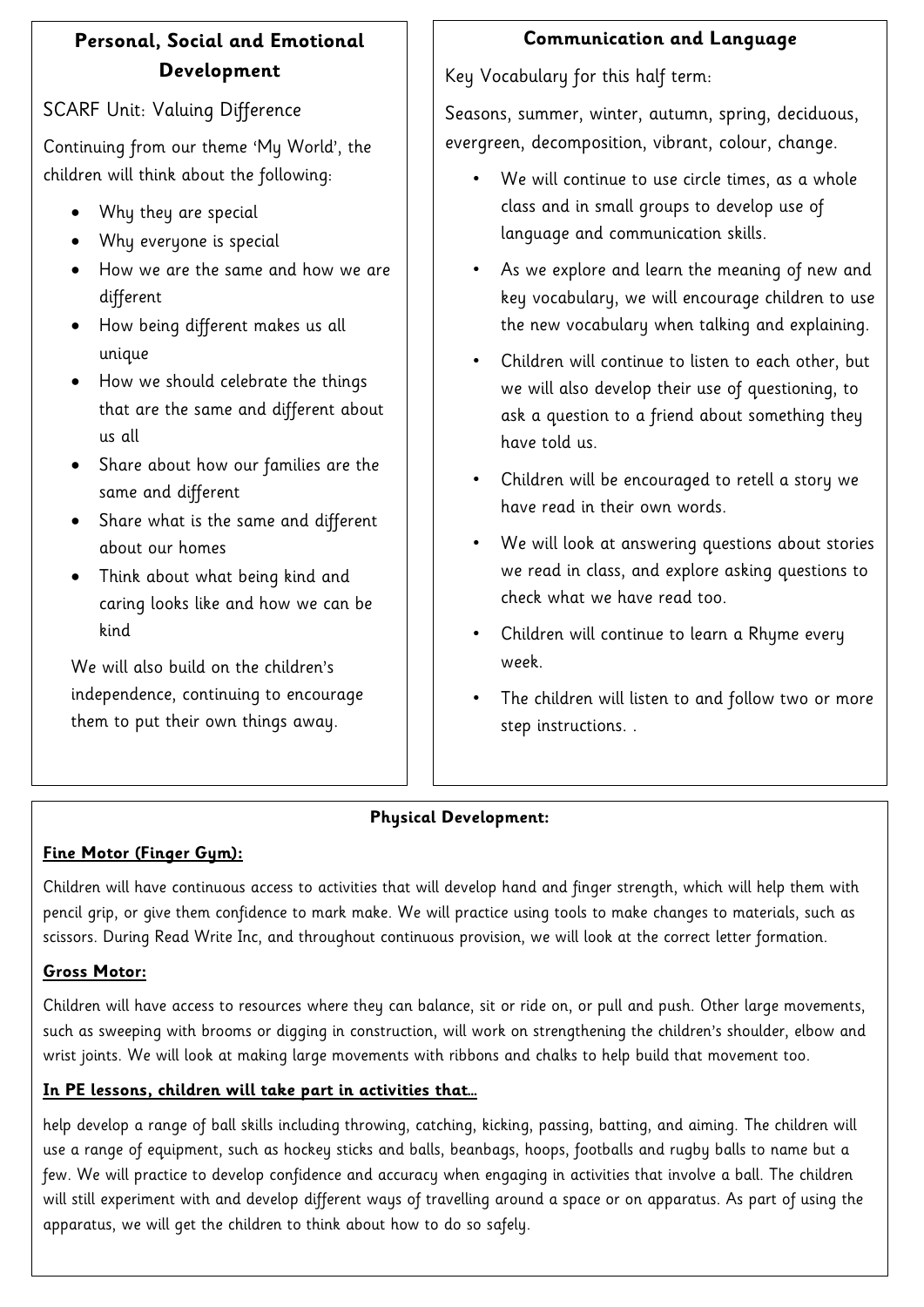## Personal, Social and Emotional Development

SCARF Unit: Valuing Difference

Continuing from our theme 'My World', the children will think about the following:

- Why they are special
- Why everyone is special
- How we are the same and how we are different
- How being different makes us all unique
- How we should celebrate the things that are the same and different about us all
- Share about how our families are the same and different
- Share what is the same and different about our homes
- Think about what being kind and caring looks like and how we can be kind

We will also build on the children's independence, continuing to encourage them to put their own things away.

## Communication and Language

Key Vocabulary for this half term:

Seasons, summer, winter, autumn, spring, deciduous, evergreen, decomposition, vibrant, colour, change.

- We will continue to use circle times, as a whole class and in small groups to develop use of language and communication skills.
- As we explore and learn the meaning of new and key vocabulary, we will encourage children to use the new vocabulary when talking and explaining.
- Children will continue to listen to each other, but we will also develop their use of questioning, to ask a question to a friend about something they have told us.
- Children will be encouraged to retell a story we have read in their own words.
- We will look at answering questions about stories we read in class, and explore asking questions to check what we have read too.
- Children will continue to learn a Rhyme every week.
- The children will listen to and follow two or more step instructions. .

## Physical Development:

**Fine Motor (Finger Gym):**

Children will have continuous access to activities that will develop hand and finger strength, which will help them with pencil grip, or give them confidence to mark make. We will practice using tools to make changes to materials, such as scissors. During Read Write Inc, and throughout continuous provision, we will look at the correct letter formation.

**Gross Motor:**

Children will have access to resources where they can balance, sit or ride on, or pull and push. Other large movements, such as sweeping with brooms or digging in construction, will work on strengthening the children's shoulder, elbow and wrist joints. We will look at making large movements with ribbons and chalks to help build that movement too.

**In PE lessons, children will take part in activities that…**

help develop a range of ball skills including throwing, catching, kicking, passing, batting, and aiming. The children will use a range of equipment, such as hockey sticks and balls, beanbags, hoops, footballs and rugby balls to name but a few. We will practice to develop confidence and accuracy when engaging in activities that involve a ball. The children will still experiment with and develop different ways of travelling around a space or on apparatus. As part of using the apparatus, we will get the children to think about how to do so safely.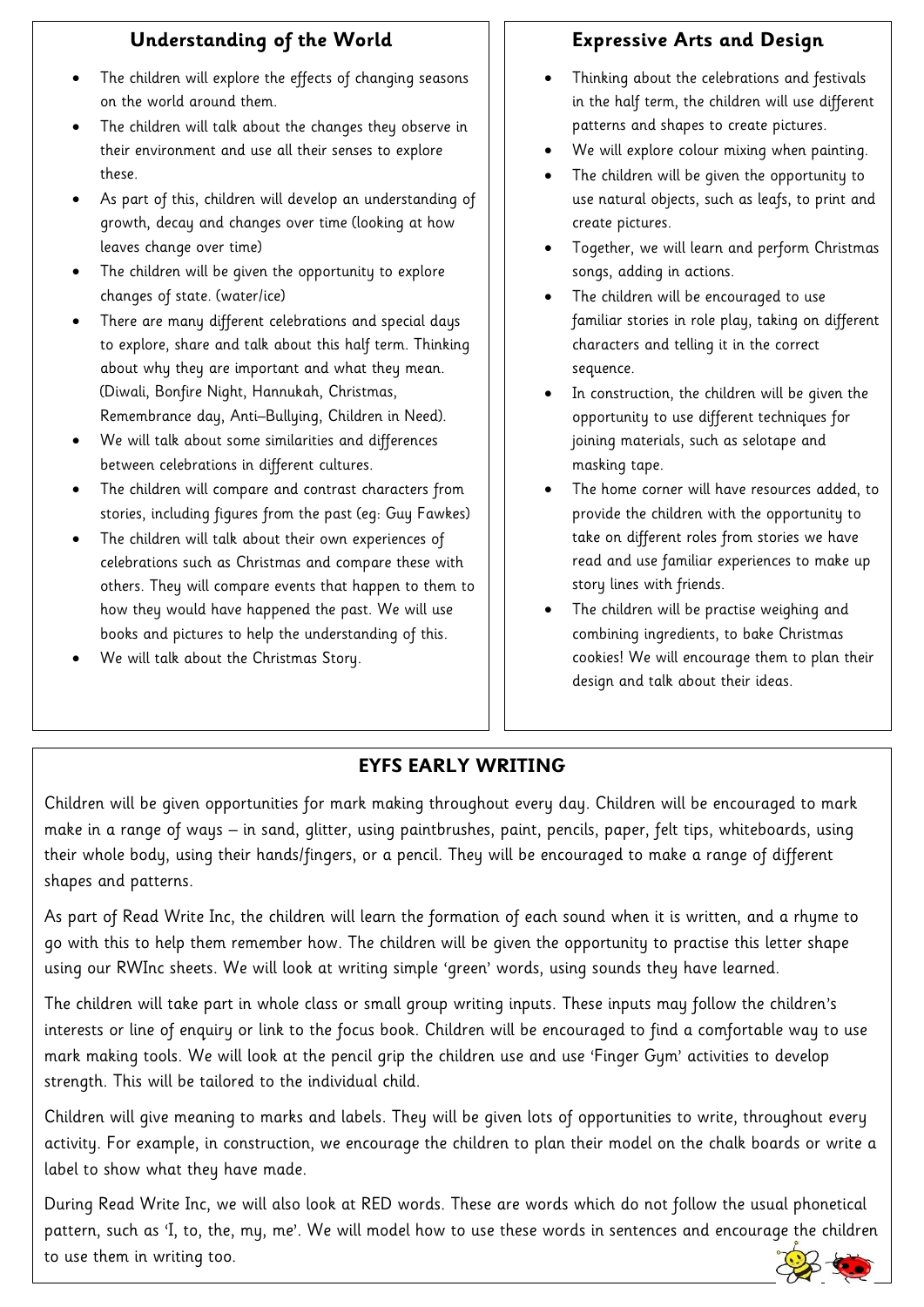## Understanding of the World

- The children will explore the effects of changing seasons on the world around them.
- The children will talk about the changes they observe in their environment and use all their senses to explore these.
- As part of this, children will develop an understanding of growth, decay and changes over time (looking at how leaves change over time)
- The children will be given the opportunity to explore changes of state. (water/ice)
- There are many different celebrations and special days to explore, share and talk about this half term. Thinking about why they are important and what they mean. (Diwali, Bonfire Night, Hannukah, Christmas, Remembrance day, Anti–Bullying, Children in Need).
- We will talk about some similarities and differences between celebrations in different cultures.
- The children will compare and contrast characters from stories, including figures from the past (eg: Guy Fawkes)
- The children will talk about their own experiences of celebrations such as Christmas and compare these with others. They will compare events that happen to them to how they would have happened the past. We will use books and pictures to help the understanding of this.
- We will talk about the Christmas Story.

## Expressive Arts and Design

- Thinking about the celebrations and festivals in the half term, the children will use different patterns and shapes to create pictures.
- We will explore colour mixing when painting.
- The children will be given the opportunity to use natural objects, such as leafs, to print and create pictures.
- Together, we will learn and perform Christmas songs, adding in actions.
- The children will be encouraged to use familiar stories in role play, taking on different characters and telling it in the correct sequence.
- In construction, the children will be given the opportunity to use different techniques for joining materials, such as selotape and masking tape.
- The home corner will have resources added, to provide the children with the opportunity to take on different roles from stories we have read and use familiar experiences to make up story lines with friends.
- The children will be practise weighing and combining ingredients, to bake Christmas cookies! We will encourage them to plan their design and talk about their ideas.

## EYFS EARLY WRITING

Children will be given opportunities for mark making throughout every day. Children will be encouraged to mark make in a range of ways – in sand, glitter, using paintbrushes, paint, pencils, paper, felt tips, whiteboards, using their whole body, using their hands/fingers, or a pencil. They will be encouraged to make a range of different shapes and patterns.

As part of Read Write Inc, the children will learn the formation of each sound when it is written, and a rhyme to go with this to help them remember how. The children will be given the opportunity to practise this letter shape using our RWInc sheets. We will look at writing simple 'green' words, using sounds they have learned.

The children will take part in whole class or small group writing inputs. These inputs may follow the children's interests or line of enquiry or link to the focus book. Children will be encouraged to find a comfortable way to use mark making tools. We will look at the pencil grip the children use and use 'Finger Gym' activities to develop strength. This will be tailored to the individual child.

Children will give meaning to marks and labels. They will be given lots of opportunities to write, throughout every activity. For example, in construction, we encourage the children to plan their model on the chalk boards or write a label to show what they have made.

During Read Write Inc, we will also look at RED words. These are words which do not follow the usual phonetical pattern, such as 'I, to, the, my, me'. We will model how to use these words in sentences and encourage the children to use them in writing too.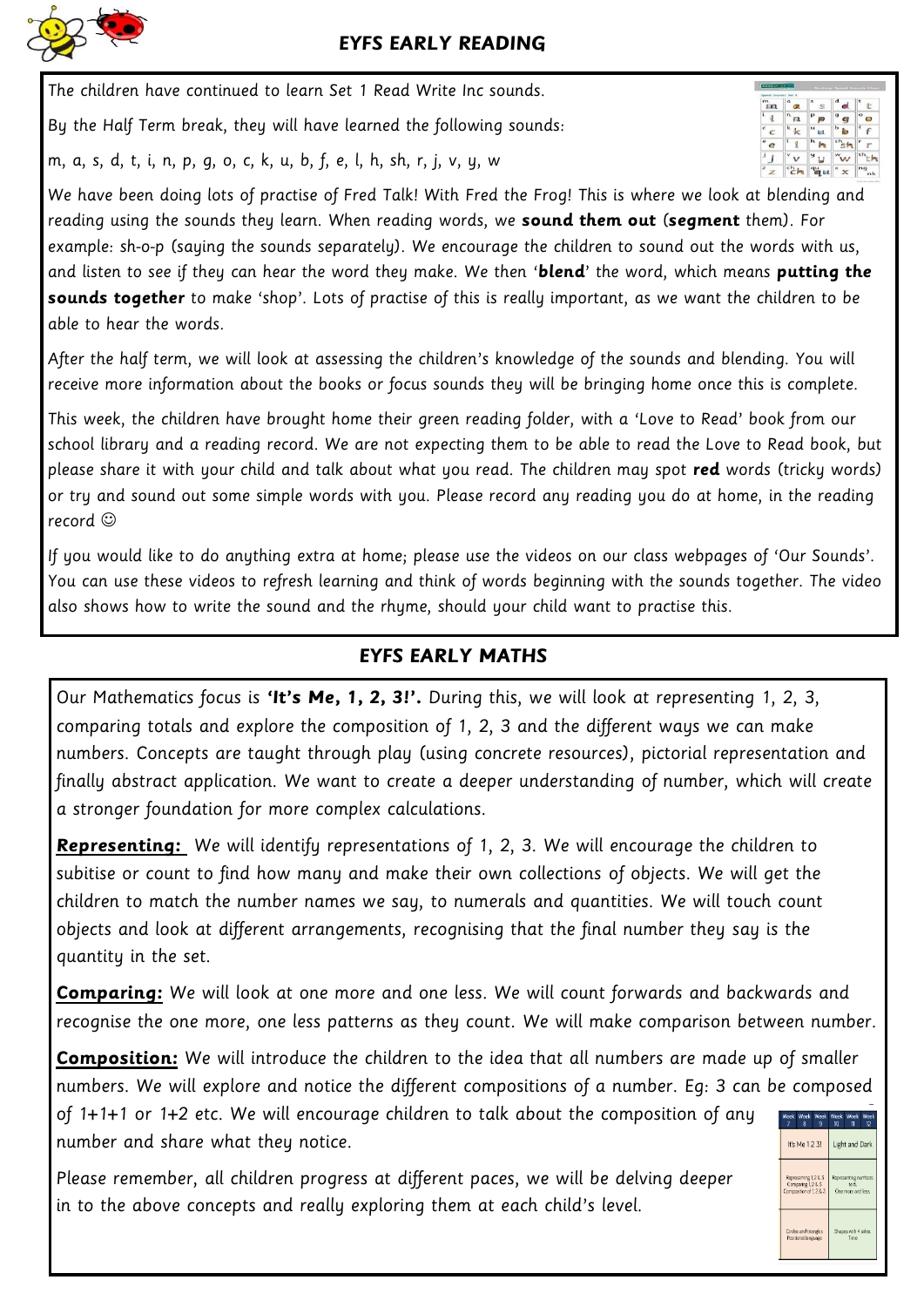## EYFS EARLY READING

The children have continued to learn Set 1 Read Write Inc sounds.

By the Half Term break, they will have learned the following sounds:

m, a, s, d, t, i, n, p, g, o, c, k, u, b, f, e, l, h, sh, r, j, v, y, w

We have been doing lots of practise of Fred Talk! With Fred the Frog! This is where we look at blending and reading using the sounds they learn. When reading words, we **sound them out** (**segment** them). For example: sh-o-p (saying the sounds separately). We encourage the children to sound out the words with us, and listen to see if they can hear the word they make. We then '**blend**' the word, which means **putting the sounds together** to make 'shop'. Lots of practise of this is really important, as we want the children to be able to hear the words.

After the half term, we will look at assessing the children's knowledge of the sounds and blending. You will receive more information about the books or focus sounds they will be bringing home once this is complete.

This week, the children have brought home their green reading folder, with a 'Love to Read' book from our school library and a reading record. We are not expecting them to be able to read the Love to Read book, but please share it with your child and talk about what you read. The children may spot **red** words (tricky words) or try and sound out some simple words with you. Please record any reading you do at home, in the reading record ☺

If you would like to do anything extra at home; please use the videos on our class webpages of 'Our Sounds'. You can use these videos to refresh learning and think of words beginning with the sounds together. The video also shows how to write the sound and the rhyme, should your child want to practise this.

## EYFS EARLY MATHS

Our Mathematics focus is **'It's Me, 1, 2, 3!'.** During this, we will look at representing 1, 2, 3, comparing totals and explore the composition of 1, 2, 3 and the different ways we can make numbers. Concepts are taught through play (using concrete resources), pictorial representation and finally abstract application. We want to create a deeper understanding of number, which will create a stronger foundation for more complex calculations.

**Representing:** We will identify representations of 1, 2, 3. We will encourage the children to subitise or count to find how many and make their own collections of objects. We will get the children to match the number names we say, to numerals and quantities. We will touch count objects and look at different arrangements, recognising that the final number they say is the quantity in the set.

**Comparing:** We will look at one more and one less. We will count forwards and backwards and recognise the one more, one less patterns as they count. We will make comparison between number.

**Composition:** We will introduce the children to the idea that all numbers are made up of smaller numbers. We will explore and notice the different compositions of a number. Eg: 3 can be composed of 1+1+1 or 1+2 etc. We will encourage children to talk about the composition of any number and share what they notice.

Please remember, all children progress at different paces, we will be delving deeper in to the above concepts and really exploring them at each child's level.

| Week 7 | Week 8 | Week 9 | Week 10 | Week 11 | Week 12 |
|---|---|---|---|---|---|
| It's Me 1 2 3! | | | Light and Dark | | |
| Representing 1, 2 & 3 Comparing 1, 2 & 3 Composition of 1, 2 & 3 | | | Representing numbers to 5 One more and less | | |
| Circles and triangles Positional language | | | Shapes with 4 sides Time | | |